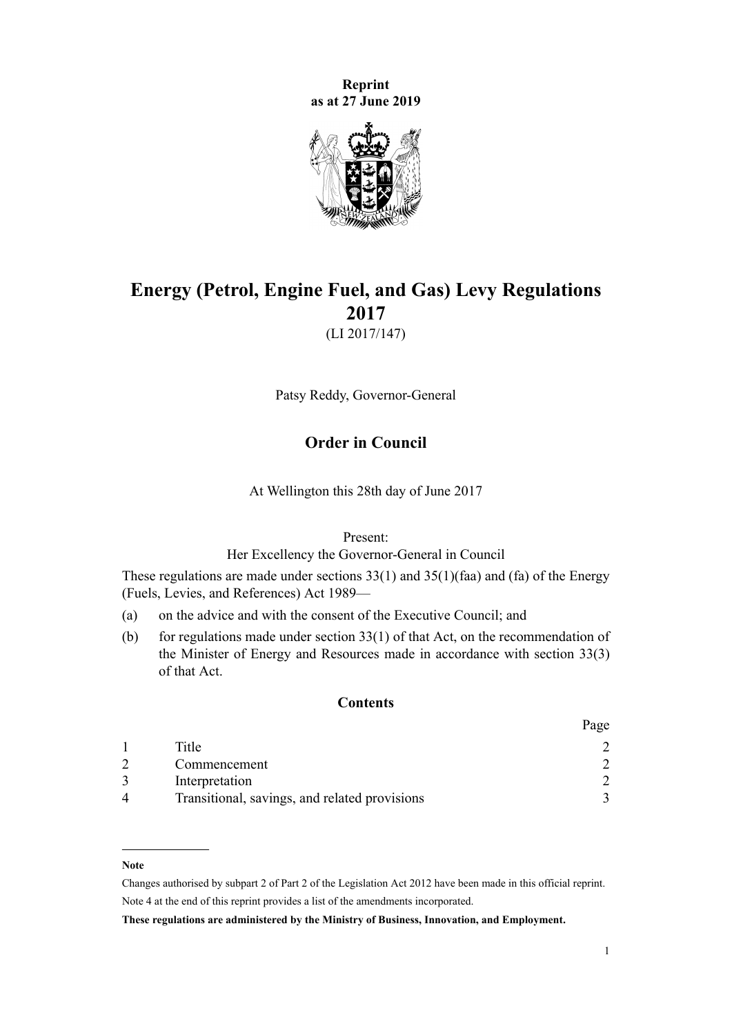**Reprint**
**as at 27 June 2019**

# Energy (Petrol, Engine Fuel, and Gas) Levy Regulations 2017

(LI 2017/147)

Patsy Reddy, Governor-General

## Order in Council

At Wellington this 28th day of June 2017

Present:
Her Excellency the Governor-General in Council

These regulations are made under sections 33(1) and 35(1)(faa) and (fa) of the Energy (Fuels, Levies, and References) Act 1989—

(a) on the advice and with the consent of the Executive Council; and

(b) for regulations made under section 33(1) of that Act, on the recommendation of the Minister of Energy and Resources made in accordance with section 33(3) of that Act.

### Contents

| | | Page |
|---|---|---|
| 1 | Title | 2 |
| 2 | Commencement | 2 |
| 3 | Interpretation | 2 |
| 4 | Transitional, savings, and related provisions | 3 |

---

**Note**

Changes authorised by subpart 2 of Part 2 of the Legislation Act 2012 have been made in this official reprint. Note 4 at the end of this reprint provides a list of the amendments incorporated.

**These regulations are administered by the Ministry of Business, Innovation, and Employment.**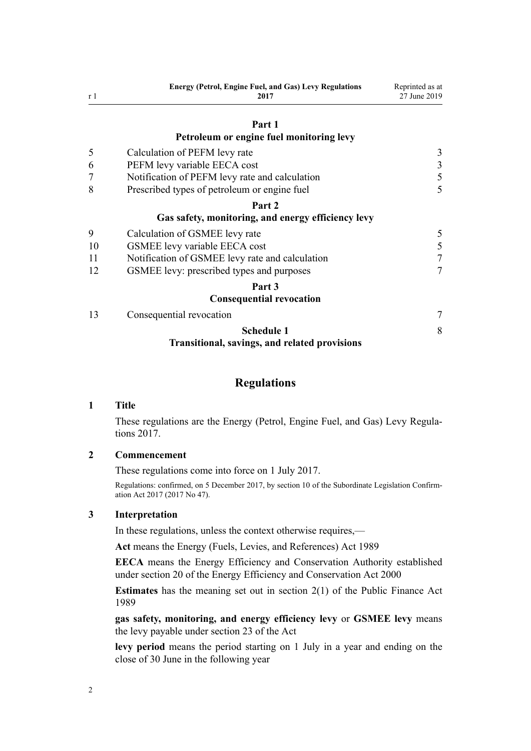| | Part 1 | |
|---|---|---|
| | **Petroleum or engine fuel monitoring levy** | |
| 5 | Calculation of PEFM levy rate | 3 |
| 6 | PEFM levy variable EECA cost | 3 |
| 7 | Notification of PEFM levy rate and calculation | 5 |
| 8 | Prescribed types of petroleum or engine fuel | 5 |
| | **Part 2** | |
| | **Gas safety, monitoring, and energy efficiency levy** | |
| 9 | Calculation of GSMEE levy rate | 5 |
| 10 | GSMEE levy variable EECA cost | 5 |
| 11 | Notification of GSMEE levy rate and calculation | 7 |
| 12 | GSMEE levy: prescribed types and purposes | 7 |
| | **Part 3** | |
| | **Consequential revocation** | |
| 13 | Consequential revocation | 7 |
| | **Schedule 1** | 8 |
| | **Transitional, savings, and related provisions** | |

## Regulations

### 1 Title

These regulations are the Energy (Petrol, Engine Fuel, and Gas) Levy Regulations 2017.

### 2 Commencement

These regulations come into force on 1 July 2017.

Regulations: confirmed, on 5 December 2017, by section 10 of the Subordinate Legislation Confirmation Act 2017 (2017 No 47).

### 3 Interpretation

In these regulations, unless the context otherwise requires,—

**Act** means the Energy (Fuels, Levies, and References) Act 1989

**EECA** means the Energy Efficiency and Conservation Authority established under section 20 of the Energy Efficiency and Conservation Act 2000

**Estimates** has the meaning set out in section 2(1) of the Public Finance Act 1989

**gas safety, monitoring, and energy efficiency levy** or **GSMEE levy** means the levy payable under section 23 of the Act

**levy period** means the period starting on 1 July in a year and ending on the close of 30 June in the following year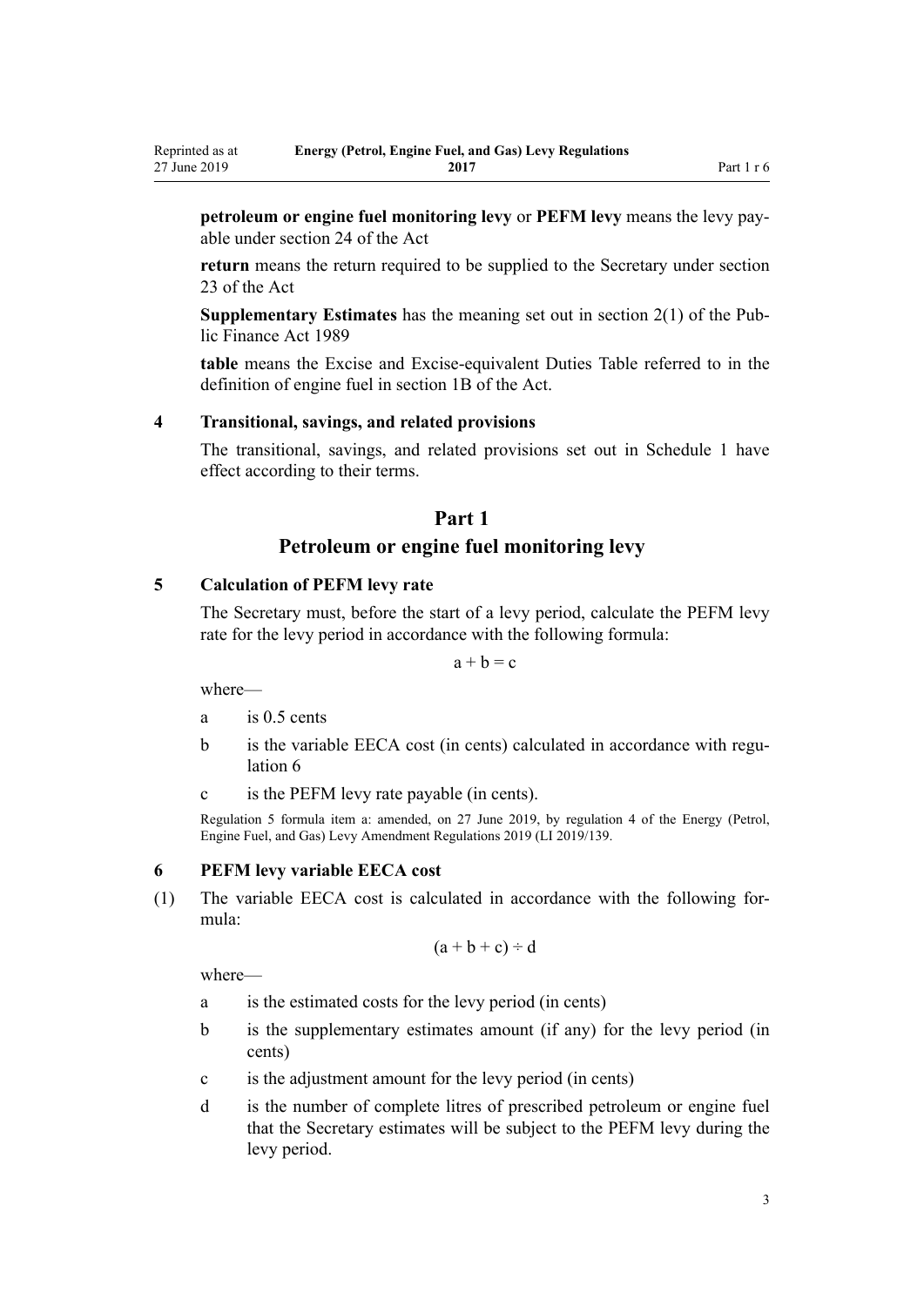**petroleum or engine fuel monitoring levy** or **PEFM levy** means the levy payable under section 24 of the Act

**return** means the return required to be supplied to the Secretary under section 23 of the Act

**Supplementary Estimates** has the meaning set out in section 2(1) of the Public Finance Act 1989

**table** means the Excise and Excise-equivalent Duties Table referred to in the definition of engine fuel in section 1B of the Act.

### 4 Transitional, savings, and related provisions

The transitional, savings, and related provisions set out in Schedule 1 have effect according to their terms.

## Part 1
## Petroleum or engine fuel monitoring levy

### 5 Calculation of PEFM levy rate

The Secretary must, before the start of a levy period, calculate the PEFM levy rate for the levy period in accordance with the following formula:

$$a + b = c$$

where—

- a is 0.5 cents
- b is the variable EECA cost (in cents) calculated in accordance with regulation 6
- c is the PEFM levy rate payable (in cents).

Regulation 5 formula item a: amended, on 27 June 2019, by regulation 4 of the Energy (Petrol, Engine Fuel, and Gas) Levy Amendment Regulations 2019 (LI 2019/139).

### 6 PEFM levy variable EECA cost

(1) The variable EECA cost is calculated in accordance with the following formula:

$$(a + b + c) \div d$$

where—

- a is the estimated costs for the levy period (in cents)
- b is the supplementary estimates amount (if any) for the levy period (in cents)
- c is the adjustment amount for the levy period (in cents)
- d is the number of complete litres of prescribed petroleum or engine fuel that the Secretary estimates will be subject to the PEFM levy during the levy period.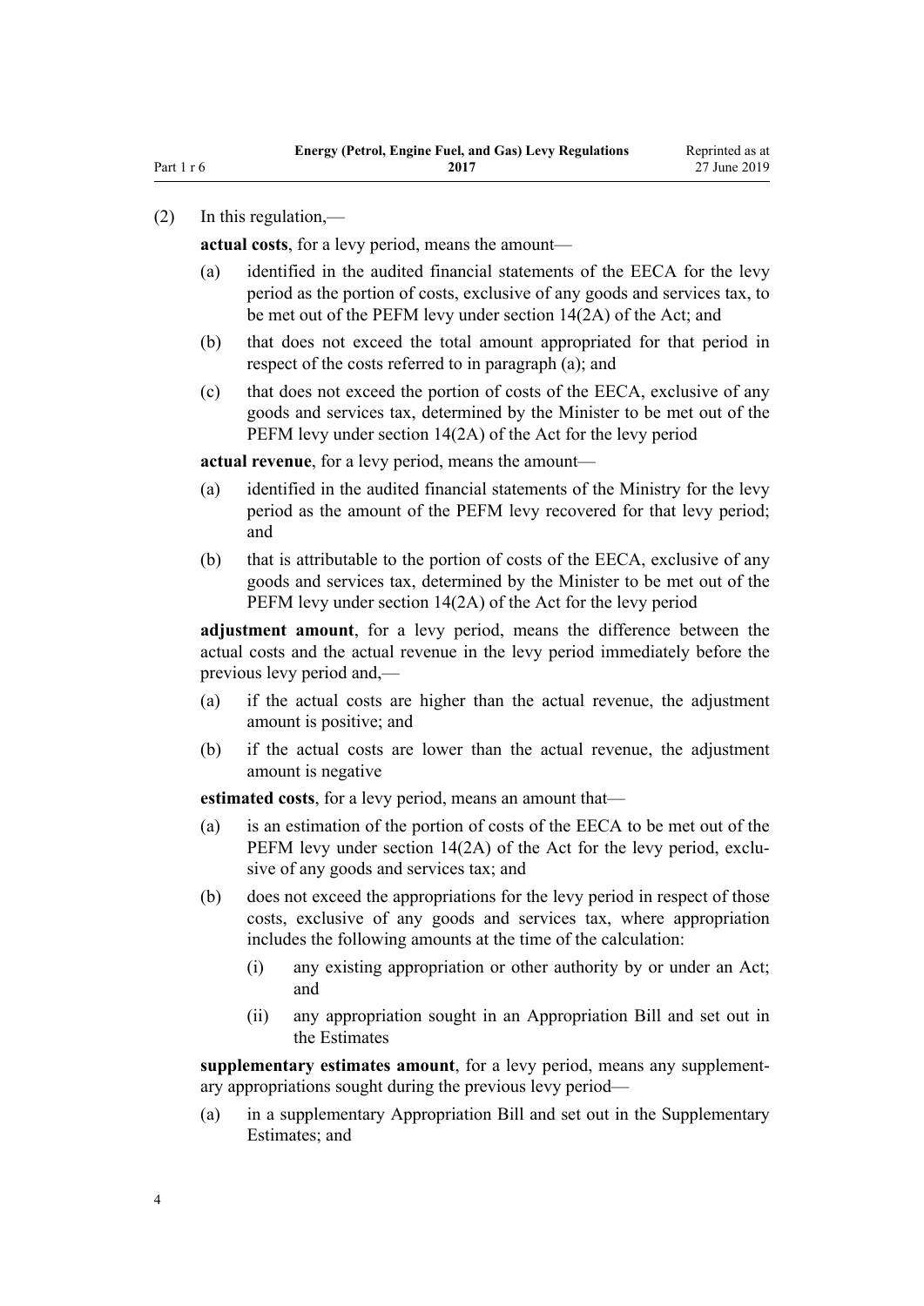(2) In this regulation,—

**actual costs**, for a levy period, means the amount—

(a) identified in the audited financial statements of the EECA for the levy period as the portion of costs, exclusive of any goods and services tax, to be met out of the PEFM levy under section 14(2A) of the Act; and

(b) that does not exceed the total amount appropriated for that period in respect of the costs referred to in paragraph (a); and

(c) that does not exceed the portion of costs of the EECA, exclusive of any goods and services tax, determined by the Minister to be met out of the PEFM levy under section 14(2A) of the Act for the levy period

**actual revenue**, for a levy period, means the amount—

(a) identified in the audited financial statements of the Ministry for the levy period as the amount of the PEFM levy recovered for that levy period; and

(b) that is attributable to the portion of costs of the EECA, exclusive of any goods and services tax, determined by the Minister to be met out of the PEFM levy under section 14(2A) of the Act for the levy period

**adjustment amount**, for a levy period, means the difference between the actual costs and the actual revenue in the levy period immediately before the previous levy period and,—

(a) if the actual costs are higher than the actual revenue, the adjustment amount is positive; and

(b) if the actual costs are lower than the actual revenue, the adjustment amount is negative

**estimated costs**, for a levy period, means an amount that—

(a) is an estimation of the portion of costs of the EECA to be met out of the PEFM levy under section 14(2A) of the Act for the levy period, exclusive of any goods and services tax; and

(b) does not exceed the appropriations for the levy period in respect of those costs, exclusive of any goods and services tax, where appropriation includes the following amounts at the time of the calculation:

  (i) any existing appropriation or other authority by or under an Act; and

  (ii) any appropriation sought in an Appropriation Bill and set out in the Estimates

**supplementary estimates amount**, for a levy period, means any supplementary appropriations sought during the previous levy period—

(a) in a supplementary Appropriation Bill and set out in the Supplementary Estimates; and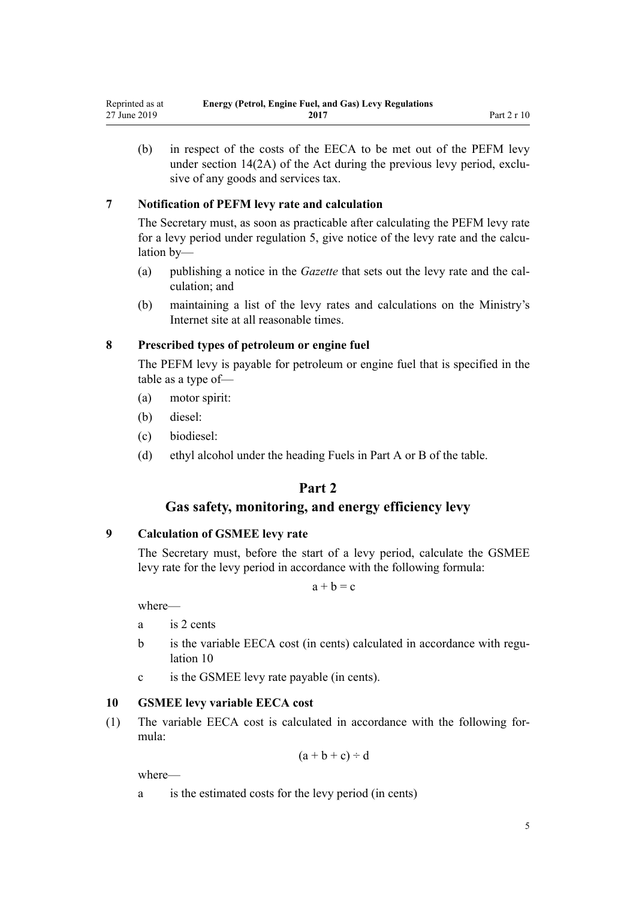(b) in respect of the costs of the EECA to be met out of the PEFM levy under section 14(2A) of the Act during the previous levy period, exclusive of any goods and services tax.

### 7 Notification of PEFM levy rate and calculation

The Secretary must, as soon as practicable after calculating the PEFM levy rate for a levy period under regulation 5, give notice of the levy rate and the calculation by—

(a) publishing a notice in the *Gazette* that sets out the levy rate and the calculation; and

(b) maintaining a list of the levy rates and calculations on the Ministry's Internet site at all reasonable times.

### 8 Prescribed types of petroleum or engine fuel

The PEFM levy is payable for petroleum or engine fuel that is specified in the table as a type of—

(a) motor spirit:

(b) diesel:

(c) biodiesel:

(d) ethyl alcohol under the heading Fuels in Part A or B of the table.

## Part 2
## Gas safety, monitoring, and energy efficiency levy

### 9 Calculation of GSMEE levy rate

The Secretary must, before the start of a levy period, calculate the GSMEE levy rate for the levy period in accordance with the following formula:

$$a + b = c$$

where—

a is 2 cents

b is the variable EECA cost (in cents) calculated in accordance with regulation 10

c is the GSMEE levy rate payable (in cents).

### 10 GSMEE levy variable EECA cost

(1) The variable EECA cost is calculated in accordance with the following formula:

$$(a + b + c) \div d$$

where—

a is the estimated costs for the levy period (in cents)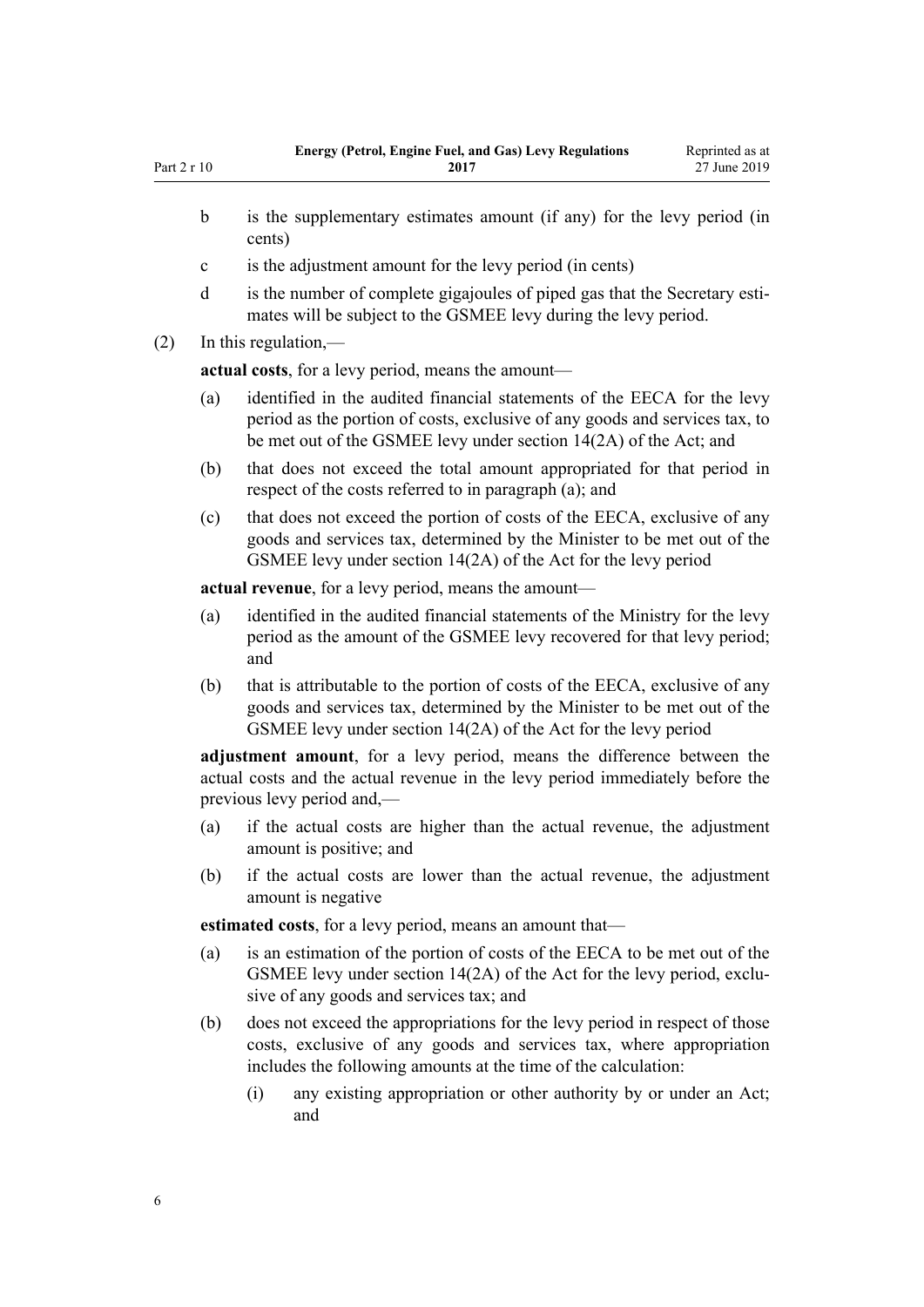b is the supplementary estimates amount (if any) for the levy period (in cents)

c is the adjustment amount for the levy period (in cents)

d is the number of complete gigajoules of piped gas that the Secretary estimates will be subject to the GSMEE levy during the levy period.

(2) In this regulation,—

**actual costs**, for a levy period, means the amount—

(a) identified in the audited financial statements of the EECA for the levy period as the portion of costs, exclusive of any goods and services tax, to be met out of the GSMEE levy under section 14(2A) of the Act; and

(b) that does not exceed the total amount appropriated for that period in respect of the costs referred to in paragraph (a); and

(c) that does not exceed the portion of costs of the EECA, exclusive of any goods and services tax, determined by the Minister to be met out of the GSMEE levy under section 14(2A) of the Act for the levy period

**actual revenue**, for a levy period, means the amount—

(a) identified in the audited financial statements of the Ministry for the levy period as the amount of the GSMEE levy recovered for that levy period; and

(b) that is attributable to the portion of costs of the EECA, exclusive of any goods and services tax, determined by the Minister to be met out of the GSMEE levy under section 14(2A) of the Act for the levy period

**adjustment amount**, for a levy period, means the difference between the actual costs and the actual revenue in the levy period immediately before the previous levy period and,—

(a) if the actual costs are higher than the actual revenue, the adjustment amount is positive; and

(b) if the actual costs are lower than the actual revenue, the adjustment amount is negative

**estimated costs**, for a levy period, means an amount that—

(a) is an estimation of the portion of costs of the EECA to be met out of the GSMEE levy under section 14(2A) of the Act for the levy period, exclusive of any goods and services tax; and

(b) does not exceed the appropriations for the levy period in respect of those costs, exclusive of any goods and services tax, where appropriation includes the following amounts at the time of the calculation:

(i) any existing appropriation or other authority by or under an Act; and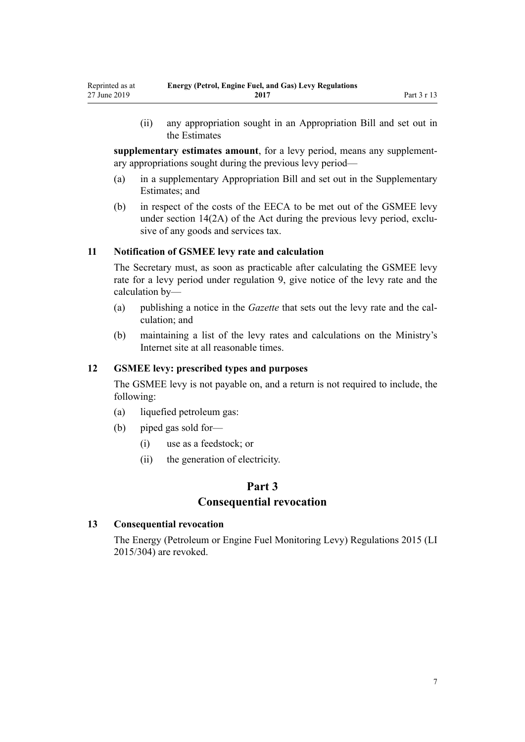(ii) any appropriation sought in an Appropriation Bill and set out in the Estimates

**supplementary estimates amount**, for a levy period, means any supplementary appropriations sought during the previous levy period—

(a) in a supplementary Appropriation Bill and set out in the Supplementary Estimates; and

(b) in respect of the costs of the EECA to be met out of the GSMEE levy under section 14(2A) of the Act during the previous levy period, exclusive of any goods and services tax.

### 11 Notification of GSMEE levy rate and calculation

The Secretary must, as soon as practicable after calculating the GSMEE levy rate for a levy period under regulation 9, give notice of the levy rate and the calculation by—

(a) publishing a notice in the *Gazette* that sets out the levy rate and the calculation; and

(b) maintaining a list of the levy rates and calculations on the Ministry's Internet site at all reasonable times.

### 12 GSMEE levy: prescribed types and purposes

The GSMEE levy is not payable on, and a return is not required to include, the following:

(a) liquefied petroleum gas:

(b) piped gas sold for—

  (i) use as a feedstock; or

  (ii) the generation of electricity.

## Part 3
## Consequential revocation

### 13 Consequential revocation

The Energy (Petroleum or Engine Fuel Monitoring Levy) Regulations 2015 (LI 2015/304) are revoked.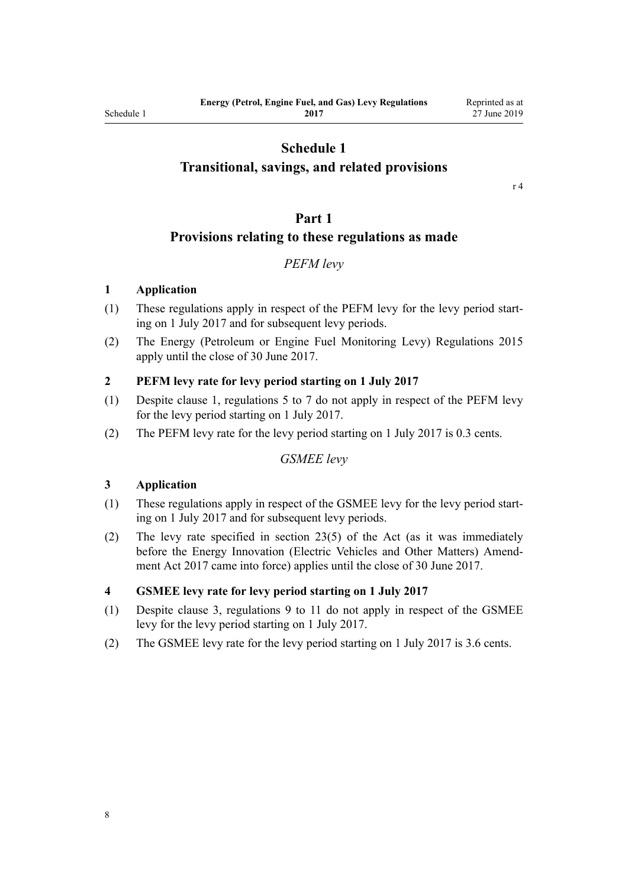# Schedule 1
# Transitional, savings, and related provisions

r 4

## Part 1
## Provisions relating to these regulations as made

*PEFM levy*

### 1 Application

(1) These regulations apply in respect of the PEFM levy for the levy period starting on 1 July 2017 and for subsequent levy periods.

(2) The Energy (Petroleum or Engine Fuel Monitoring Levy) Regulations 2015 apply until the close of 30 June 2017.

### 2 PEFM levy rate for levy period starting on 1 July 2017

(1) Despite clause 1, regulations 5 to 7 do not apply in respect of the PEFM levy for the levy period starting on 1 July 2017.

(2) The PEFM levy rate for the levy period starting on 1 July 2017 is 0.3 cents.

*GSMEE levy*

### 3 Application

(1) These regulations apply in respect of the GSMEE levy for the levy period starting on 1 July 2017 and for subsequent levy periods.

(2) The levy rate specified in section 23(5) of the Act (as it was immediately before the Energy Innovation (Electric Vehicles and Other Matters) Amendment Act 2017 came into force) applies until the close of 30 June 2017.

### 4 GSMEE levy rate for levy period starting on 1 July 2017

(1) Despite clause 3, regulations 9 to 11 do not apply in respect of the GSMEE levy for the levy period starting on 1 July 2017.

(2) The GSMEE levy rate for the levy period starting on 1 July 2017 is 3.6 cents.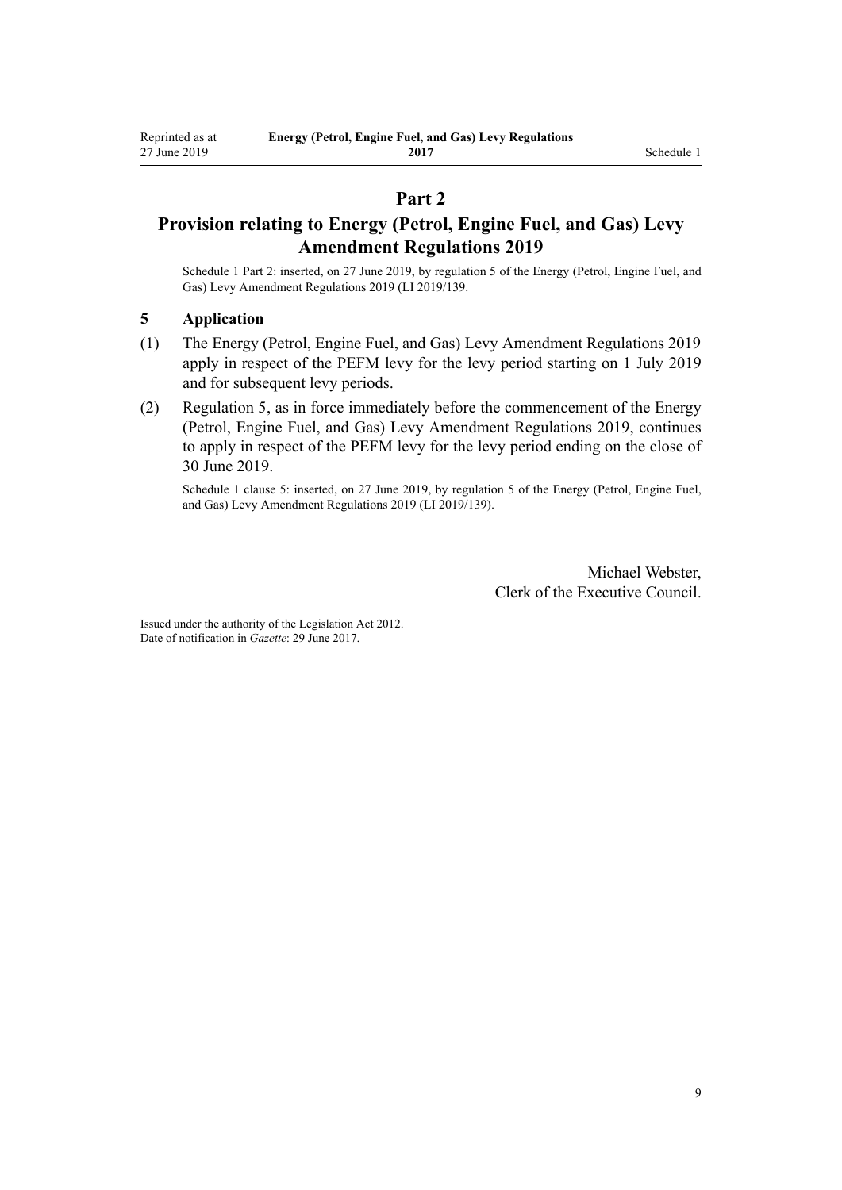## Part 2

## Provision relating to Energy (Petrol, Engine Fuel, and Gas) Levy Amendment Regulations 2019

Schedule 1 Part 2: inserted, on 27 June 2019, by regulation 5 of the Energy (Petrol, Engine Fuel, and Gas) Levy Amendment Regulations 2019 (LI 2019/139).

### 5 Application

(1) The Energy (Petrol, Engine Fuel, and Gas) Levy Amendment Regulations 2019 apply in respect of the PEFM levy for the levy period starting on 1 July 2019 and for subsequent levy periods.

(2) Regulation 5, as in force immediately before the commencement of the Energy (Petrol, Engine Fuel, and Gas) Levy Amendment Regulations 2019, continues to apply in respect of the PEFM levy for the levy period ending on the close of 30 June 2019.

Schedule 1 clause 5: inserted, on 27 June 2019, by regulation 5 of the Energy (Petrol, Engine Fuel, and Gas) Levy Amendment Regulations 2019 (LI 2019/139).

Michael Webster,
Clerk of the Executive Council.

Issued under the authority of the Legislation Act 2012.
Date of notification in *Gazette*: 29 June 2017.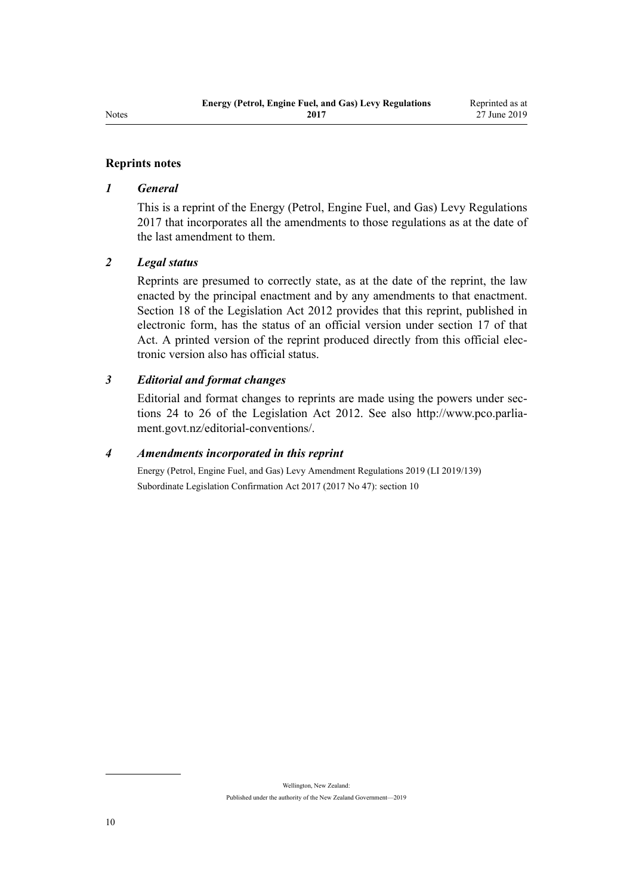## Reprints notes

### *1 General*

This is a reprint of the Energy (Petrol, Engine Fuel, and Gas) Levy Regulations 2017 that incorporates all the amendments to those regulations as at the date of the last amendment to them.

### *2 Legal status*

Reprints are presumed to correctly state, as at the date of the reprint, the law enacted by the principal enactment and by any amendments to that enactment. Section 18 of the Legislation Act 2012 provides that this reprint, published in electronic form, has the status of an official version under section 17 of that Act. A printed version of the reprint produced directly from this official electronic version also has official status.

### *3 Editorial and format changes*

Editorial and format changes to reprints are made using the powers under sections 24 to 26 of the Legislation Act 2012. See also http://www.pco.parliament.govt.nz/editorial-conventions/.

### *4 Amendments incorporated in this reprint*

Energy (Petrol, Engine Fuel, and Gas) Levy Amendment Regulations 2019 (LI 2019/139)
Subordinate Legislation Confirmation Act 2017 (2017 No 47): section 10

Wellington, New Zealand:
Published under the authority of the New Zealand Government—2019